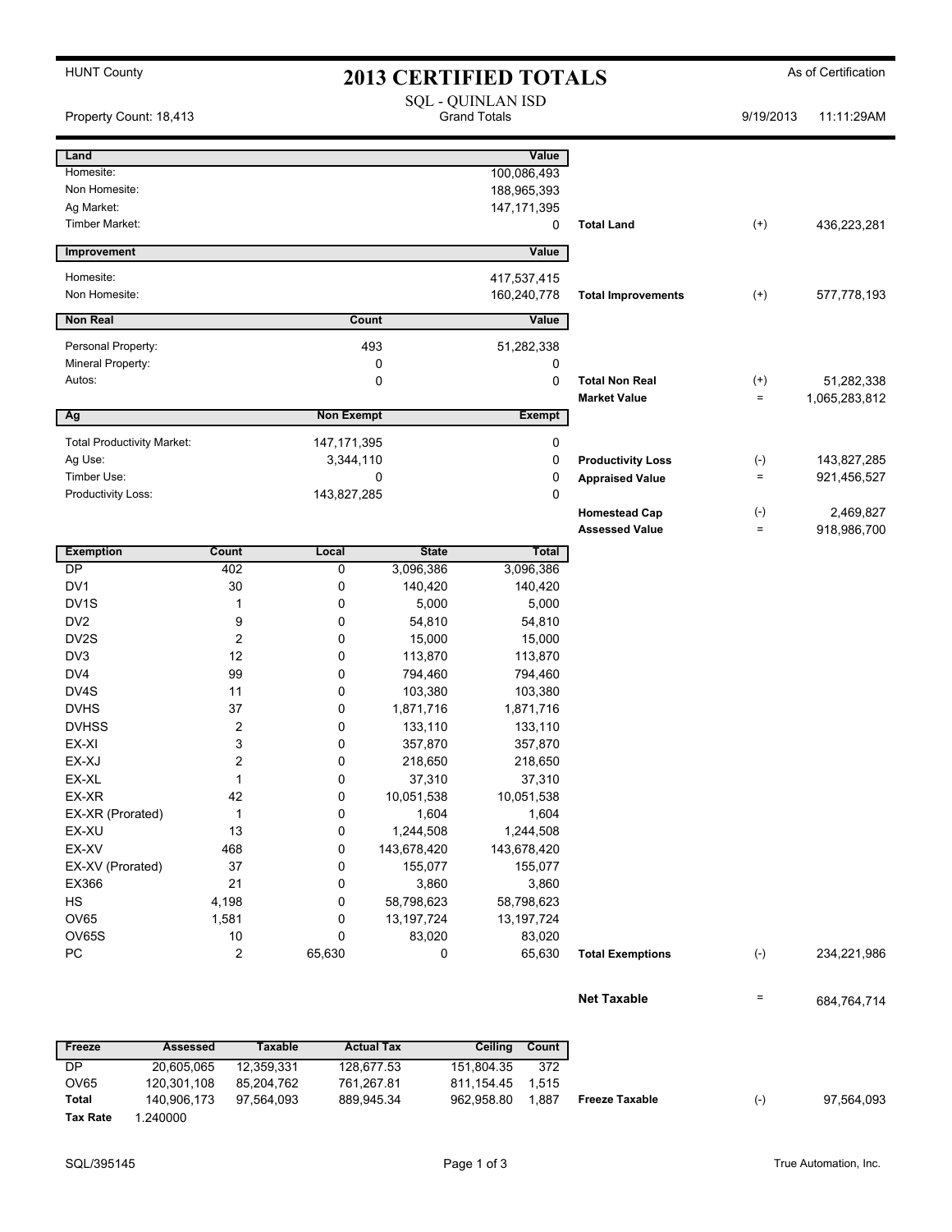HUNT County

# 2013 CERTIFIED TOTALS

As of Certification

SQL - QUINLAN ISD
Grand Totals

Property Count: 18,413

9/19/2013 11:11:29AM

| Land | | Value | | | |
|---|---|---|---|---|---|
| Homesite: | | 100,086,493 | | | |
| Non Homesite: | | 188,965,393 | | | |
| Ag Market: | | 147,171,395 | | | |
| Timber Market: | | 0 | **Total Land** | (+) | 436,223,281 |

| Improvement | | Value | | | |
|---|---|---|---|---|---|
| Homesite: | | 417,537,415 | | | |
| Non Homesite: | | 160,240,778 | **Total Improvements** | (+) | 577,778,193 |

| Non Real | Count | Value | | | |
|---|---|---|---|---|---|
| Personal Property: | 493 | 51,282,338 | | | |
| Mineral Property: | 0 | 0 | | | |
| Autos: | 0 | 0 | **Total Non Real** | (+) | 51,282,338 |
| | | | **Market Value** | = | 1,065,283,812 |

| Ag | Non Exempt | Exempt | | | |
|---|---|---|---|---|---|
| Total Productivity Market: | 147,171,395 | 0 | | | |
| Ag Use: | 3,344,110 | 0 | **Productivity Loss** | (-) | 143,827,285 |
| Timber Use: | 0 | 0 | **Appraised Value** | = | 921,456,527 |
| Productivity Loss: | 143,827,285 | 0 | | | |
| | | | **Homestead Cap** | (-) | 2,469,827 |
| | | | **Assessed Value** | = | 918,986,700 |

| Exemption | Count | Local | State | Total |
|---|---|---|---|---|
| DP | 402 | 0 | 3,096,386 | 3,096,386 |
| DV1 | 30 | 0 | 140,420 | 140,420 |
| DV1S | 1 | 0 | 5,000 | 5,000 |
| DV2 | 9 | 0 | 54,810 | 54,810 |
| DV2S | 2 | 0 | 15,000 | 15,000 |
| DV3 | 12 | 0 | 113,870 | 113,870 |
| DV4 | 99 | 0 | 794,460 | 794,460 |
| DV4S | 11 | 0 | 103,380 | 103,380 |
| DVHS | 37 | 0 | 1,871,716 | 1,871,716 |
| DVHSS | 2 | 0 | 133,110 | 133,110 |
| EX-XI | 3 | 0 | 357,870 | 357,870 |
| EX-XJ | 2 | 0 | 218,650 | 218,650 |
| EX-XL | 1 | 0 | 37,310 | 37,310 |
| EX-XR | 42 | 0 | 10,051,538 | 10,051,538 |
| EX-XR (Prorated) | 1 | 0 | 1,604 | 1,604 |
| EX-XU | 13 | 0 | 1,244,508 | 1,244,508 |
| EX-XV | 468 | 0 | 143,678,420 | 143,678,420 |
| EX-XV (Prorated) | 37 | 0 | 155,077 | 155,077 |
| EX366 | 21 | 0 | 3,860 | 3,860 |
| HS | 4,198 | 0 | 58,798,623 | 58,798,623 |
| OV65 | 1,581 | 0 | 13,197,724 | 13,197,724 |
| OV65S | 10 | 0 | 83,020 | 83,020 |
| PC | 2 | 65,630 | 0 | 65,630 |

**Total Exemptions** (-) 234,221,986

**Net Taxable** = 684,764,714

| Freeze | Assessed | Taxable | Actual Tax | Ceiling | Count |
|---|---|---|---|---|---|
| DP | 20,605,065 | 12,359,331 | 128,677.53 | 151,804.35 | 372 |
| OV65 | 120,301,108 | 85,204,762 | 761,267.81 | 811,154.45 | 1,515 |
| **Total** | 140,906,173 | 97,564,093 | 889,945.34 | 962,958.80 | 1,887 |
| **Tax Rate** | 1.240000 | | | | |

**Freeze Taxable** (-) 97,564,093

SQL/395145

True Automation, Inc.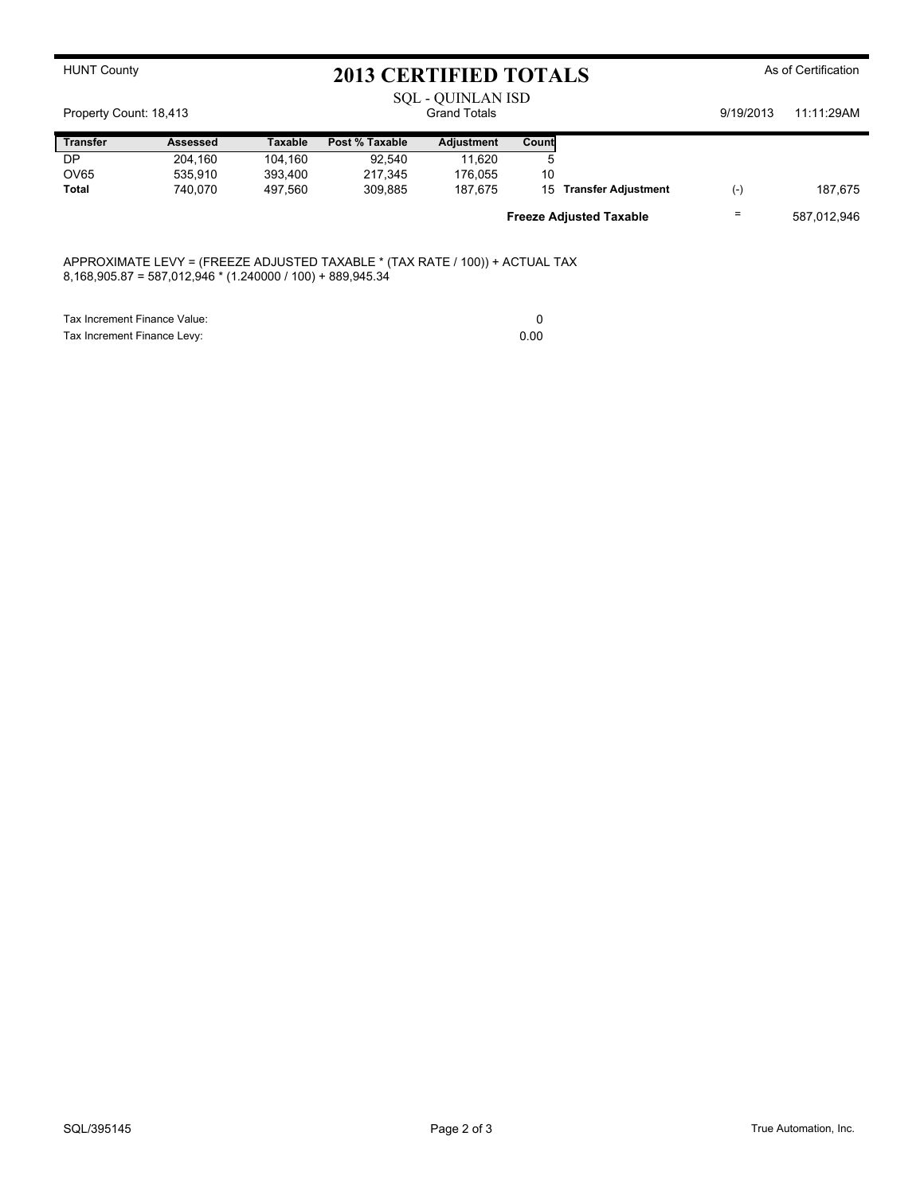HUNT County

# 2013 CERTIFIED TOTALS

As of Certification

SQL - QUINLAN ISD

Grand Totals

Property Count: 18,413

9/19/2013 11:11:29AM

| Transfer | Assessed | Taxable | Post % Taxable | Adjustment | Count | | | |
|---|---|---|---|---|---|---|---|---|
| DP | 204,160 | 104,160 | 92,540 | 11,620 | 5 | | | |
| OV65 | 535,910 | 393,400 | 217,345 | 176,055 | 10 | | | |
| **Total** | 740,070 | 497,560 | 309,885 | 187,675 | 15 | **Transfer Adjustment** | (-) | 187,675 |
| | | | | | | **Freeze Adjusted Taxable** | = | 587,012,946 |

APPROXIMATE LEVY = (FREEZE ADJUSTED TAXABLE * (TAX RATE / 100)) + ACTUAL TAX
8,168,905.87 = 587,012,946 * (1.240000 / 100) + 889,945.34

| | |
|---|---|
| Tax Increment Finance Value: | 0 |
| Tax Increment Finance Levy: | 0.00 |

SQL/395145

True Automation, Inc.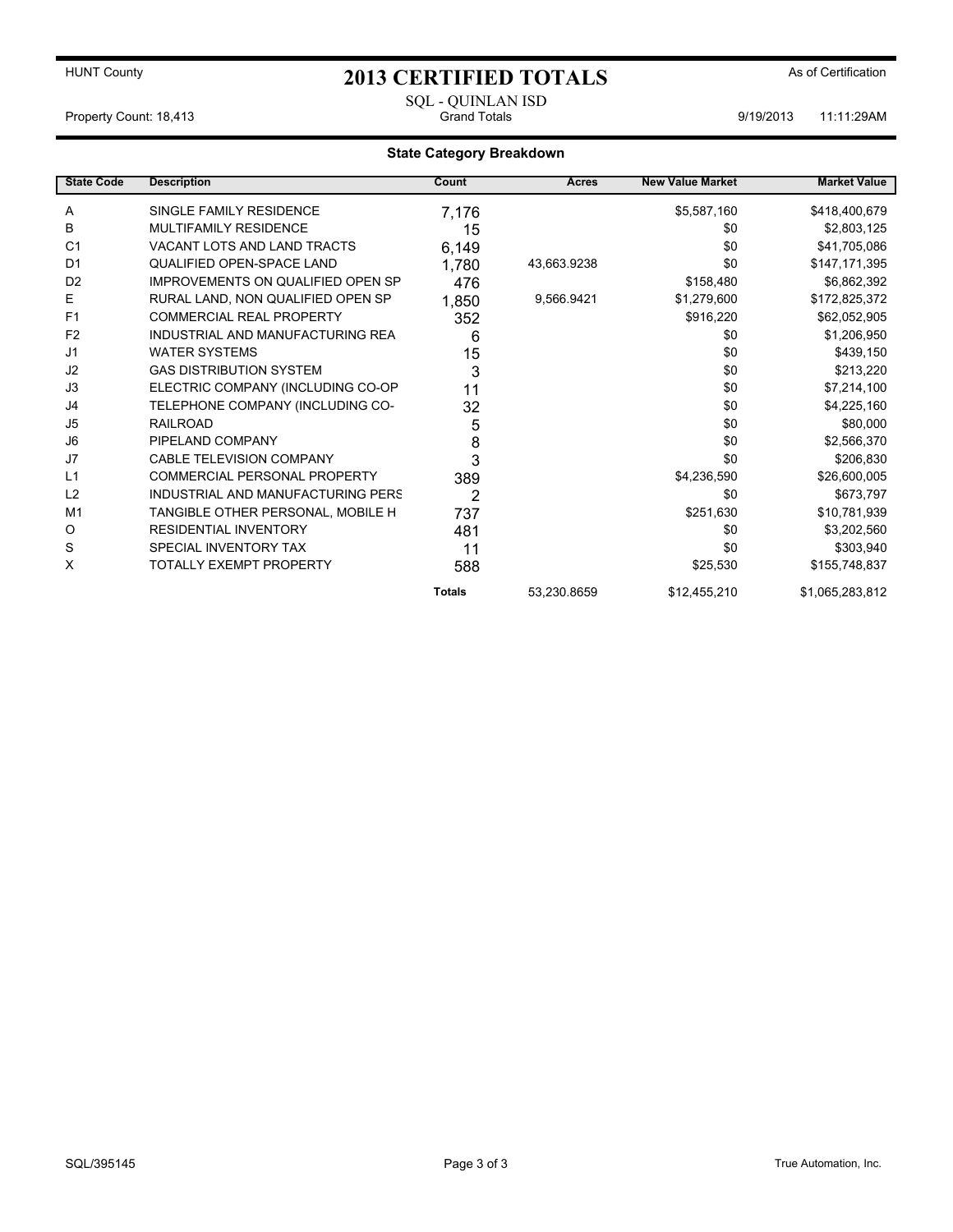HUNT County

# 2013 CERTIFIED TOTALS

As of Certification

SQL - QUINLAN ISD
Grand Totals

Property Count: 18,413

9/19/2013 11:11:29AM

## State Category Breakdown

| State Code | Description | Count | Acres | New Value Market | Market Value |
|---|---|---|---|---|---|
| A | SINGLE FAMILY RESIDENCE | 7,176 | | $5,587,160 | $418,400,679 |
| B | MULTIFAMILY RESIDENCE | 15 | | $0 | $2,803,125 |
| C1 | VACANT LOTS AND LAND TRACTS | 6,149 | | $0 | $41,705,086 |
| D1 | QUALIFIED OPEN-SPACE LAND | 1,780 | 43,663.9238 | $0 | $147,171,395 |
| D2 | IMPROVEMENTS ON QUALIFIED OPEN SP | 476 | | $158,480 | $6,862,392 |
| E | RURAL LAND, NON QUALIFIED OPEN SP | 1,850 | 9,566.9421 | $1,279,600 | $172,825,372 |
| F1 | COMMERCIAL REAL PROPERTY | 352 | | $916,220 | $62,052,905 |
| F2 | INDUSTRIAL AND MANUFACTURING REA | 6 | | $0 | $1,206,950 |
| J1 | WATER SYSTEMS | 15 | | $0 | $439,150 |
| J2 | GAS DISTRIBUTION SYSTEM | 3 | | $0 | $213,220 |
| J3 | ELECTRIC COMPANY (INCLUDING CO-OP | 11 | | $0 | $7,214,100 |
| J4 | TELEPHONE COMPANY (INCLUDING CO- | 32 | | $0 | $4,225,160 |
| J5 | RAILROAD | 5 | | $0 | $80,000 |
| J6 | PIPELAND COMPANY | 8 | | $0 | $2,566,370 |
| J7 | CABLE TELEVISION COMPANY | 3 | | $0 | $206,830 |
| L1 | COMMERCIAL PERSONAL PROPERTY | 389 | | $4,236,590 | $26,600,005 |
| L2 | INDUSTRIAL AND MANUFACTURING PERS | 2 | | $0 | $673,797 |
| M1 | TANGIBLE OTHER PERSONAL, MOBILE H | 737 | | $251,630 | $10,781,939 |
| O | RESIDENTIAL INVENTORY | 481 | | $0 | $3,202,560 |
| S | SPECIAL INVENTORY TAX | 11 | | $0 | $303,940 |
| X | TOTALLY EXEMPT PROPERTY | 588 | | $25,530 | $155,748,837 |
| | | **Totals** | 53,230.8659 | $12,455,210 | $1,065,283,812 |

SQL/395145

True Automation, Inc.